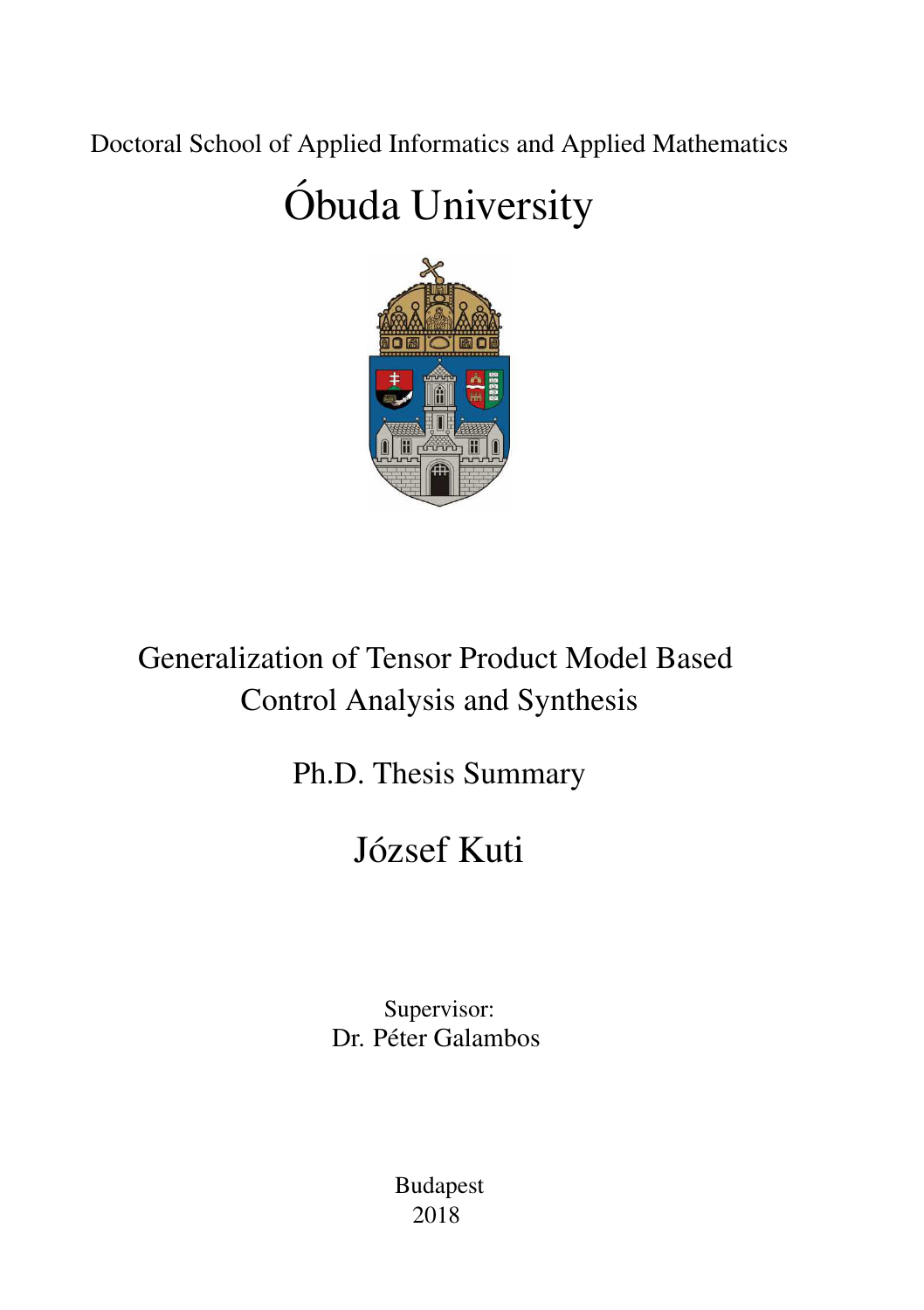Doctoral School of Applied Informatics and Applied Mathematics

# Óbuda University

## Generalization of Tensor Product Model Based Control Analysis and Synthesis

Ph.D. Thesis Summary

József Kuti

Supervisor:
Dr. Péter Galambos

Budapest
2018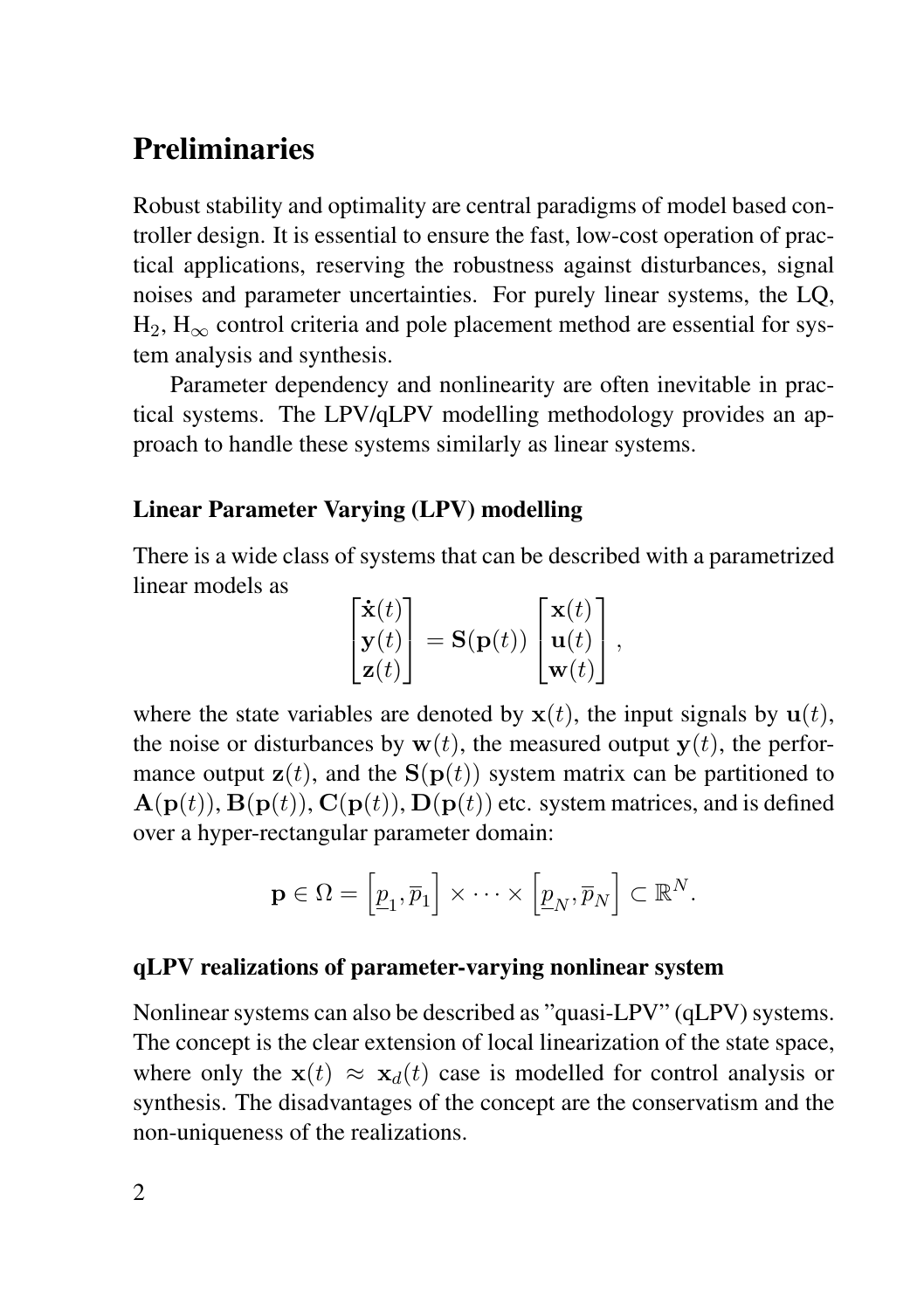# Preliminaries

Robust stability and optimality are central paradigms of model based controller design. It is essential to ensure the fast, low-cost operation of practical applications, reserving the robustness against disturbances, signal noises and parameter uncertainties. For purely linear systems, the LQ, $\mathrm{H}_2$, $\mathrm{H}_\infty$ control criteria and pole placement method are essential for system analysis and synthesis.

Parameter dependency and nonlinearity are often inevitable in practical systems. The LPV/qLPV modelling methodology provides an approach to handle these systems similarly as linear systems.

### Linear Parameter Varying (LPV) modelling

There is a wide class of systems that can be described with a parametrized linear models as

$$\begin{bmatrix} \dot{\mathbf{x}}(t) \\ \mathbf{y}(t) \\ \mathbf{z}(t) \end{bmatrix} = \mathbf{S}(\mathbf{p}(t)) \begin{bmatrix} \mathbf{x}(t) \\ \mathbf{u}(t) \\ \mathbf{w}(t) \end{bmatrix},$$

where the state variables are denoted by $\mathbf{x}(t)$, the input signals by $\mathbf{u}(t)$, the noise or disturbances by $\mathbf{w}(t)$, the measured output $\mathbf{y}(t)$, the performance output $\mathbf{z}(t)$, and the $\mathbf{S}(\mathbf{p}(t))$ system matrix can be partitioned to $\mathbf{A}(\mathbf{p}(t)), \mathbf{B}(\mathbf{p}(t)), \mathbf{C}(\mathbf{p}(t)), \mathbf{D}(\mathbf{p}(t))$ etc. system matrices, and is defined over a hyper-rectangular parameter domain:

$$\mathbf{p} \in \Omega = \left[\underline{p}_1, \overline{p}_1\right] \times \cdots \times \left[\underline{p}_N, \overline{p}_N\right] \subset \mathbb{R}^N.$$

### qLPV realizations of parameter-varying nonlinear system

Nonlinear systems can also be described as "quasi-LPV" (qLPV) systems. The concept is the clear extension of local linearization of the state space, where only the $\mathbf{x}(t) \approx \mathbf{x}_d(t)$ case is modelled for control analysis or synthesis. The disadvantages of the concept are the conservatism and the non-uniqueness of the realizations.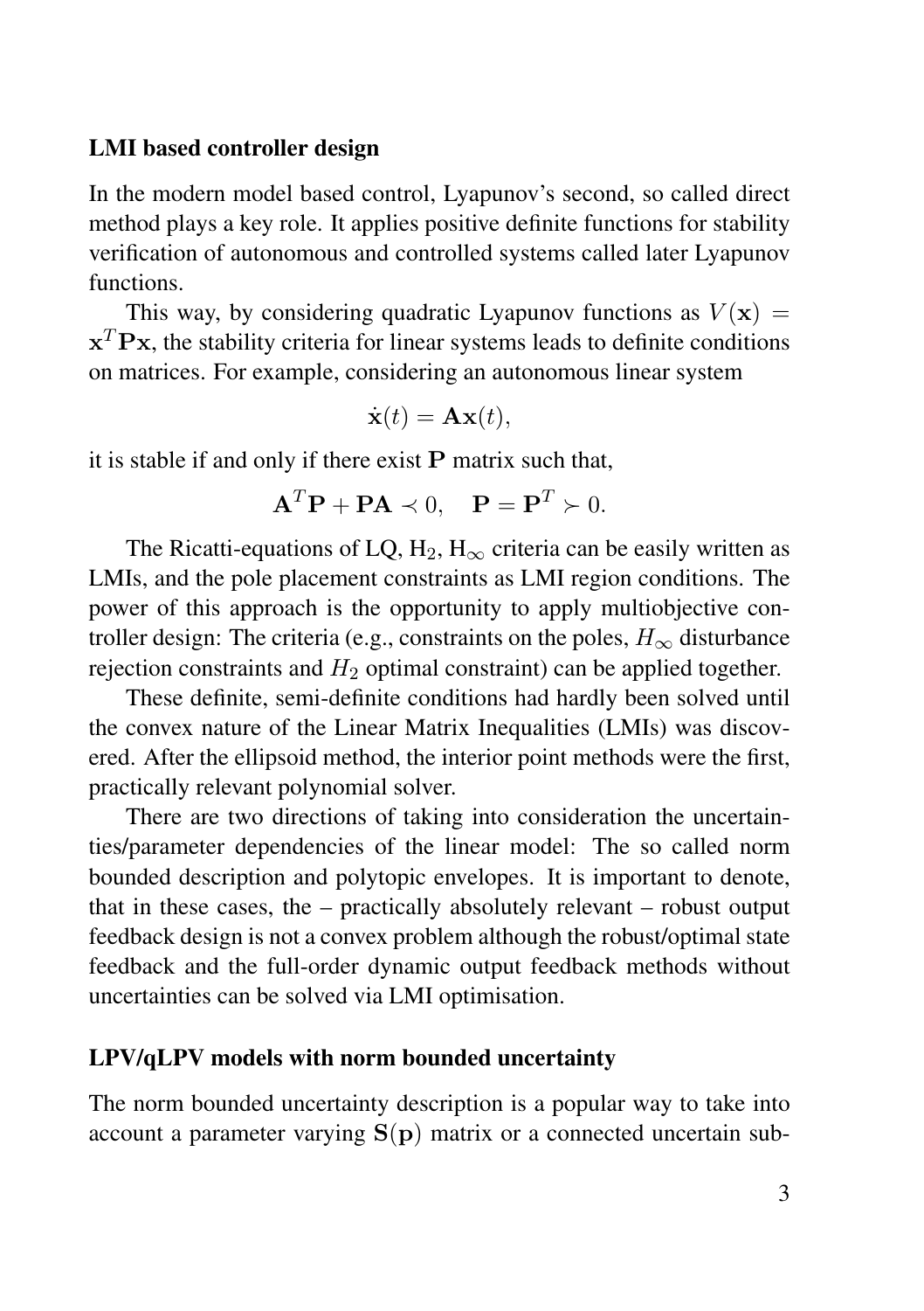## LMI based controller design

In the modern model based control, Lyapunov's second, so called direct method plays a key role. It applies positive definite functions for stability verification of autonomous and controlled systems called later Lyapunov functions.

This way, by considering quadratic Lyapunov functions as $V(\mathbf{x}) = \mathbf{x}^T\mathbf{P}\mathbf{x}$, the stability criteria for linear systems leads to definite conditions on matrices. For example, considering an autonomous linear system

$$\dot{\mathbf{x}}(t) = \mathbf{A}\mathbf{x}(t),$$

it is stable if and only if there exist $\mathbf{P}$ matrix such that,

$$\mathbf{A}^T\mathbf{P} + \mathbf{P}\mathbf{A} \prec 0, \quad \mathbf{P} = \mathbf{P}^T \succ 0.$$

The Ricatti-equations of LQ, $\mathrm{H}_2$, $\mathrm{H}_\infty$ criteria can be easily written as LMIs, and the pole placement constraints as LMI region conditions. The power of this approach is the opportunity to apply multiobjective controller design: The criteria (e.g., constraints on the poles, $H_\infty$ disturbance rejection constraints and $H_2$ optimal constraint) can be applied together.

These definite, semi-definite conditions had hardly been solved until the convex nature of the Linear Matrix Inequalities (LMIs) was discovered. After the ellipsoid method, the interior point methods were the first, practically relevant polynomial solver.

There are two directions of taking into consideration the uncertainties/parameter dependencies of the linear model: The so called norm bounded description and polytopic envelopes. It is important to denote, that in these cases, the – practically absolutely relevant – robust output feedback design is not a convex problem although the robust/optimal state feedback and the full-order dynamic output feedback methods without uncertainties can be solved via LMI optimisation.

## LPV/qLPV models with norm bounded uncertainty

The norm bounded uncertainty description is a popular way to take into account a parameter varying $\mathbf{S}(\mathbf{p})$ matrix or a connected uncertain sub-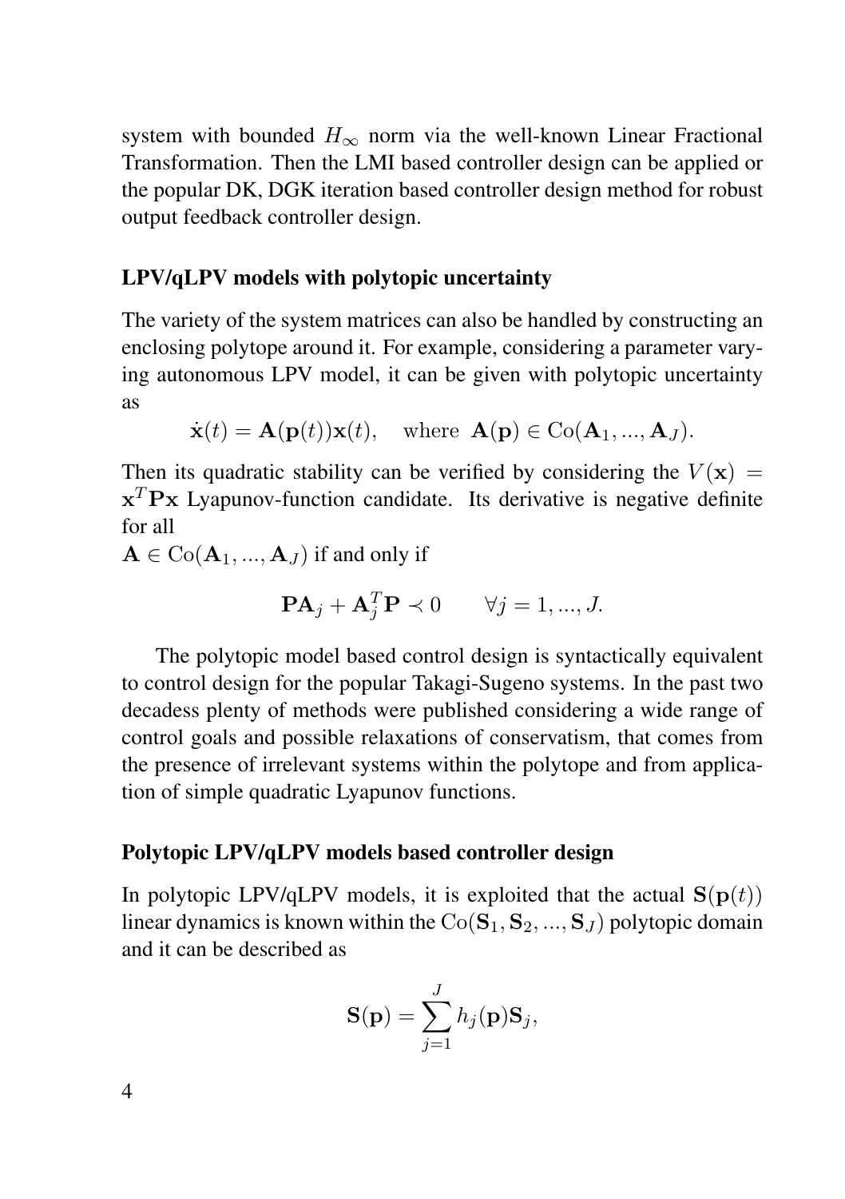system with bounded $H_\infty$ norm via the well-known Linear Fractional Transformation. Then the LMI based controller design can be applied or the popular DK, DGK iteration based controller design method for robust output feedback controller design.

### LPV/qLPV models with polytopic uncertainty

The variety of the system matrices can also be handled by constructing an enclosing polytope around it. For example, considering a parameter varying autonomous LPV model, it can be given with polytopic uncertainty as

$$\dot{\mathbf{x}}(t) = \mathbf{A}(\mathbf{p}(t))\mathbf{x}(t), \quad \text{where } \mathbf{A}(\mathbf{p}) \in \mathrm{Co}(\mathbf{A}_1, ..., \mathbf{A}_J).$$

Then its quadratic stability can be verified by considering the $V(\mathbf{x}) = \mathbf{x}^T\mathbf{P}\mathbf{x}$ Lyapunov-function candidate. Its derivative is negative definite for all
$\mathbf{A} \in \mathrm{Co}(\mathbf{A}_1, ..., \mathbf{A}_J)$ if and only if

$$\mathbf{P}\mathbf{A}_j + \mathbf{A}_j^T\mathbf{P} \prec 0 \qquad \forall j = 1, ..., J.$$

The polytopic model based control design is syntactically equivalent to control design for the popular Takagi-Sugeno systems. In the past two decadess plenty of methods were published considering a wide range of control goals and possible relaxations of conservatism, that comes from the presence of irrelevant systems within the polytope and from application of simple quadratic Lyapunov functions.

### Polytopic LPV/qLPV models based controller design

In polytopic LPV/qLPV models, it is exploited that the actual $\mathbf{S}(\mathbf{p}(t))$ linear dynamics is known within the $\mathrm{Co}(\mathbf{S}_1, \mathbf{S}_2, ..., \mathbf{S}_J)$ polytopic domain and it can be described as

$$\mathbf{S}(\mathbf{p}) = \sum_{j=1}^{J} h_j(\mathbf{p})\mathbf{S}_j,$$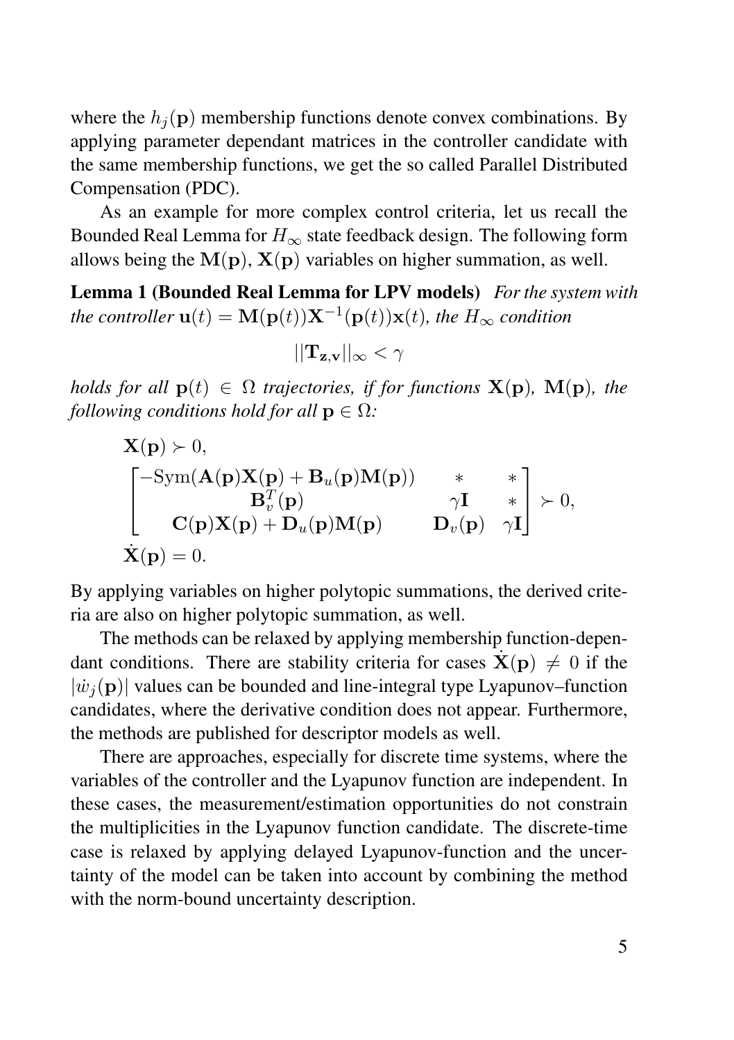where the $h_j(\mathbf{p})$ membership functions denote convex combinations. By applying parameter dependant matrices in the controller candidate with the same membership functions, we get the so called Parallel Distributed Compensation (PDC).

As an example for more complex control criteria, let us recall the Bounded Real Lemma for $H_\infty$ state feedback design. The following form allows being the $\mathbf{M}(\mathbf{p})$, $\mathbf{X}(\mathbf{p})$ variables on higher summation, as well.

**Lemma 1 (Bounded Real Lemma for LPV models)** *For the system with the controller $\mathbf{u}(t) = \mathbf{M}(\mathbf{p}(t))\mathbf{X}^{-1}(\mathbf{p}(t))\mathbf{x}(t)$, the $H_\infty$ condition*

$$||\mathbf{T}_{\mathbf{z},\mathbf{v}}||_\infty < \gamma$$

*holds for all $\mathbf{p}(t) \in \Omega$ trajectories, if for functions $\mathbf{X}(\mathbf{p})$, $\mathbf{M}(\mathbf{p})$, the following conditions hold for all $\mathbf{p} \in \Omega$:*

$$\begin{aligned}
&\mathbf{X}(\mathbf{p}) \succ 0, \\
&\begin{bmatrix} -\mathrm{Sym}(\mathbf{A}(\mathbf{p})\mathbf{X}(\mathbf{p}) + \mathbf{B}_u(\mathbf{p})\mathbf{M}(\mathbf{p})) & * & * \\ \mathbf{B}_v^T(\mathbf{p}) & \gamma\mathbf{I} & * \\ \mathbf{C}(\mathbf{p})\mathbf{X}(\mathbf{p}) + \mathbf{D}_u(\mathbf{p})\mathbf{M}(\mathbf{p}) & \mathbf{D}_v(\mathbf{p}) & \gamma\mathbf{I} \end{bmatrix} \succ 0, \\
&\dot{\mathbf{X}}(\mathbf{p}) = 0.
\end{aligned}$$

By applying variables on higher polytopic summations, the derived criteria are also on higher polytopic summation, as well.

The methods can be relaxed by applying membership function-dependant conditions. There are stability criteria for cases $\dot{\mathbf{X}}(\mathbf{p}) \neq 0$ if the $|\dot{w}_j(\mathbf{p})|$ values can be bounded and line-integral type Lyapunov–function candidates, where the derivative condition does not appear. Furthermore, the methods are published for descriptor models as well.

There are approaches, especially for discrete time systems, where the variables of the controller and the Lyapunov function are independent. In these cases, the measurement/estimation opportunities do not constrain the multiplicities in the Lyapunov function candidate. The discrete-time case is relaxed by applying delayed Lyapunov-function and the uncertainty of the model can be taken into account by combining the method with the norm-bound uncertainty description.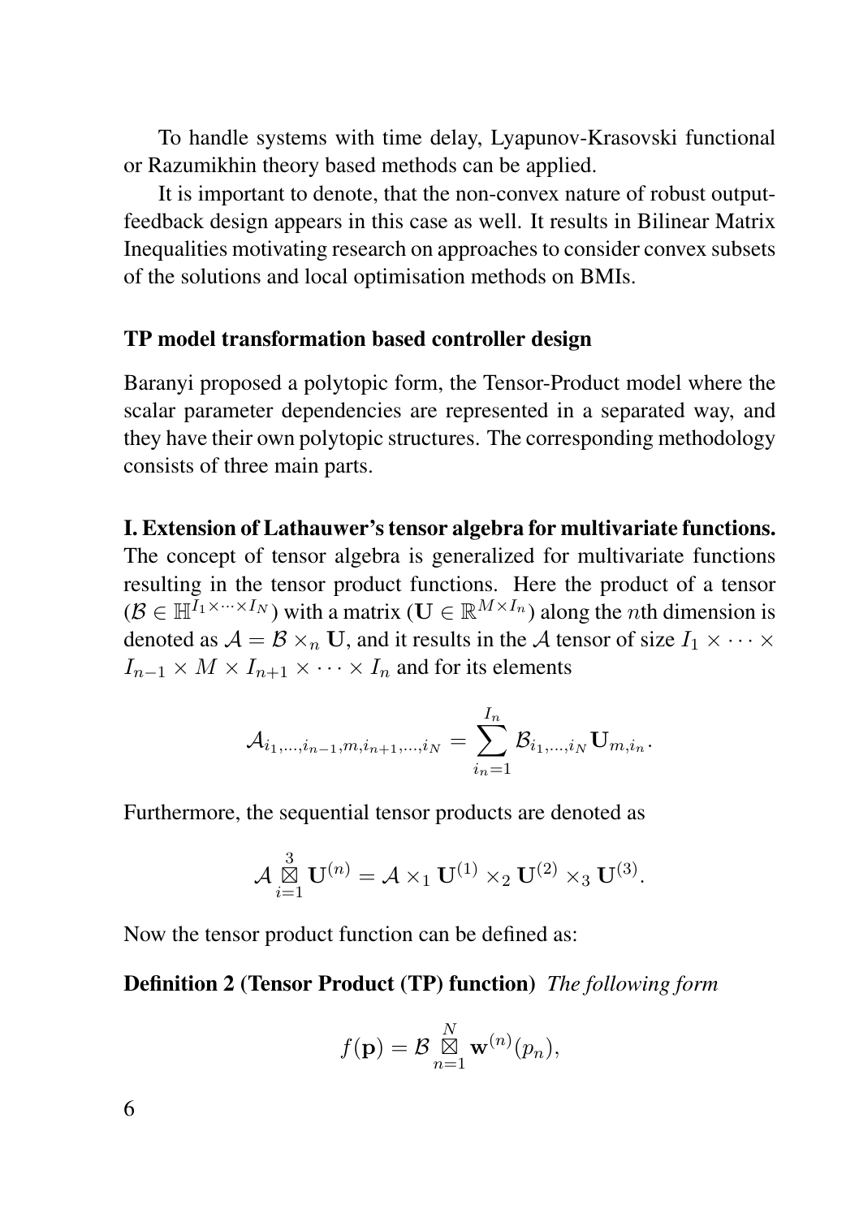To handle systems with time delay, Lyapunov-Krasovski functional or Razumikhin theory based methods can be applied.

It is important to denote, that the non-convex nature of robust output-feedback design appears in this case as well. It results in Bilinear Matrix Inequalities motivating research on approaches to consider convex subsets of the solutions and local optimisation methods on BMIs.

### TP model transformation based controller design

Baranyi proposed a polytopic form, the Tensor-Product model where the scalar parameter dependencies are represented in a separated way, and they have their own polytopic structures. The corresponding methodology consists of three main parts.

**I. Extension of Lathauwer's tensor algebra for multivariate functions.** The concept of tensor algebra is generalized for multivariate functions resulting in the tensor product functions. Here the product of a tensor ($\mathcal{B} \in \mathbb{H}^{I_1 \times \cdots \times I_N}$) with a matrix ($\mathbf{U} \in \mathbb{R}^{M \times I_n}$) along the $n$th dimension is denoted as $\mathcal{A} = \mathcal{B} \times_n \mathbf{U}$, and it results in the $\mathcal{A}$ tensor of size $I_1 \times \cdots \times I_{n-1} \times M \times I_{n+1} \times \cdots \times I_n$ and for its elements

$$\mathcal{A}_{i_1,\ldots,i_{n-1},m,i_{n+1},\ldots,i_N} = \sum_{i_n=1}^{I_n} \mathcal{B}_{i_1,\ldots,i_N} \mathbf{U}_{m,i_n}.$$

Furthermore, the sequential tensor products are denoted as

$$\mathcal{A} \mathop{\boxtimes}_{i=1}^{3} \mathbf{U}^{(n)} = \mathcal{A} \times_1 \mathbf{U}^{(1)} \times_2 \mathbf{U}^{(2)} \times_3 \mathbf{U}^{(3)}.$$

Now the tensor product function can be defined as:

**Definition 2 (Tensor Product (TP) function)** *The following form*

$$f(\mathbf{p}) = \mathcal{B} \mathop{\boxtimes}_{n=1}^{N} \mathbf{w}^{(n)}(p_n),$$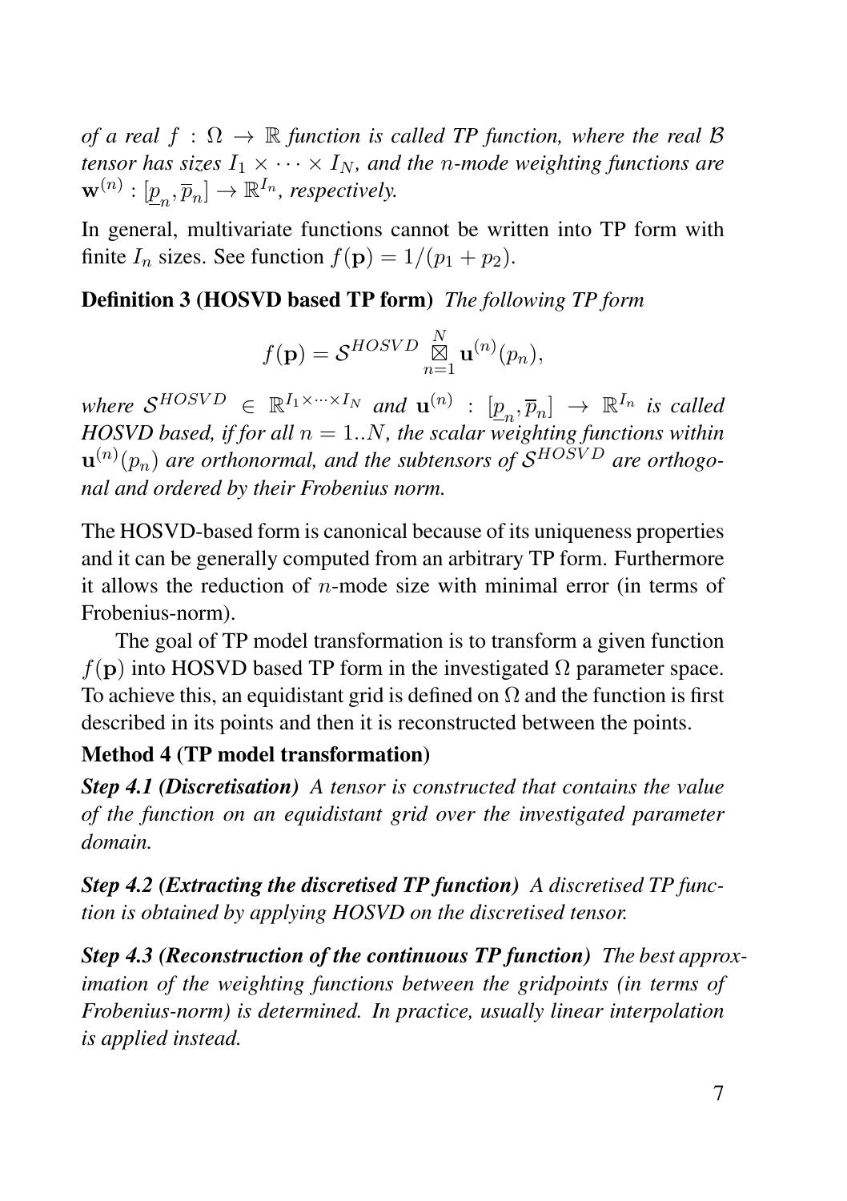*of a real $f : \Omega \to \mathbb{R}$ function is called TP function, where the real $\mathcal{B}$ tensor has sizes $I_1 \times \cdots \times I_N$, and the $n$-mode weighting functions are $\mathbf{w}^{(n)} : [\underline{p}_n, \overline{p}_n] \to \mathbb{R}^{I_n}$, respectively.*

In general, multivariate functions cannot be written into TP form with finite $I_n$ sizes. See function $f(\mathbf{p}) = 1/(p_1 + p_2)$.

**Definition 3 (HOSVD based TP form)** *The following TP form*

$$f(\mathbf{p}) = \mathcal{S}^{HOSVD} \mathop{\boxtimes}_{n=1}^{N} \mathbf{u}^{(n)}(p_n),$$

*where $\mathcal{S}^{HOSVD} \in \mathbb{R}^{I_1 \times \cdots \times I_N}$ and $\mathbf{u}^{(n)} : [\underline{p}_n, \overline{p}_n] \to \mathbb{R}^{I_n}$ is called HOSVD based, if for all $n = 1..N$, the scalar weighting functions within $\mathbf{u}^{(n)}(p_n)$ are orthonormal, and the subtensors of $\mathcal{S}^{HOSVD}$ are orthogonal and ordered by their Frobenius norm.*

The HOSVD-based form is canonical because of its uniqueness properties and it can be generally computed from an arbitrary TP form. Furthermore it allows the reduction of $n$-mode size with minimal error (in terms of Frobenius-norm).

The goal of TP model transformation is to transform a given function $f(\mathbf{p})$ into HOSVD based TP form in the investigated $\Omega$ parameter space. To achieve this, an equidistant grid is defined on $\Omega$ and the function is first described in its points and then it is reconstructed between the points.

**Method 4 (TP model transformation)**

***Step 4.1 (Discretisation)*** *A tensor is constructed that contains the value of the function on an equidistant grid over the investigated parameter domain.*

***Step 4.2 (Extracting the discretised TP function)*** *A discretised TP function is obtained by applying HOSVD on the discretised tensor.*

***Step 4.3 (Reconstruction of the continuous TP function)*** *The best approximation of the weighting functions between the gridpoints (in terms of Frobenius-norm) is determined. In practice, usually linear interpolation is applied instead.*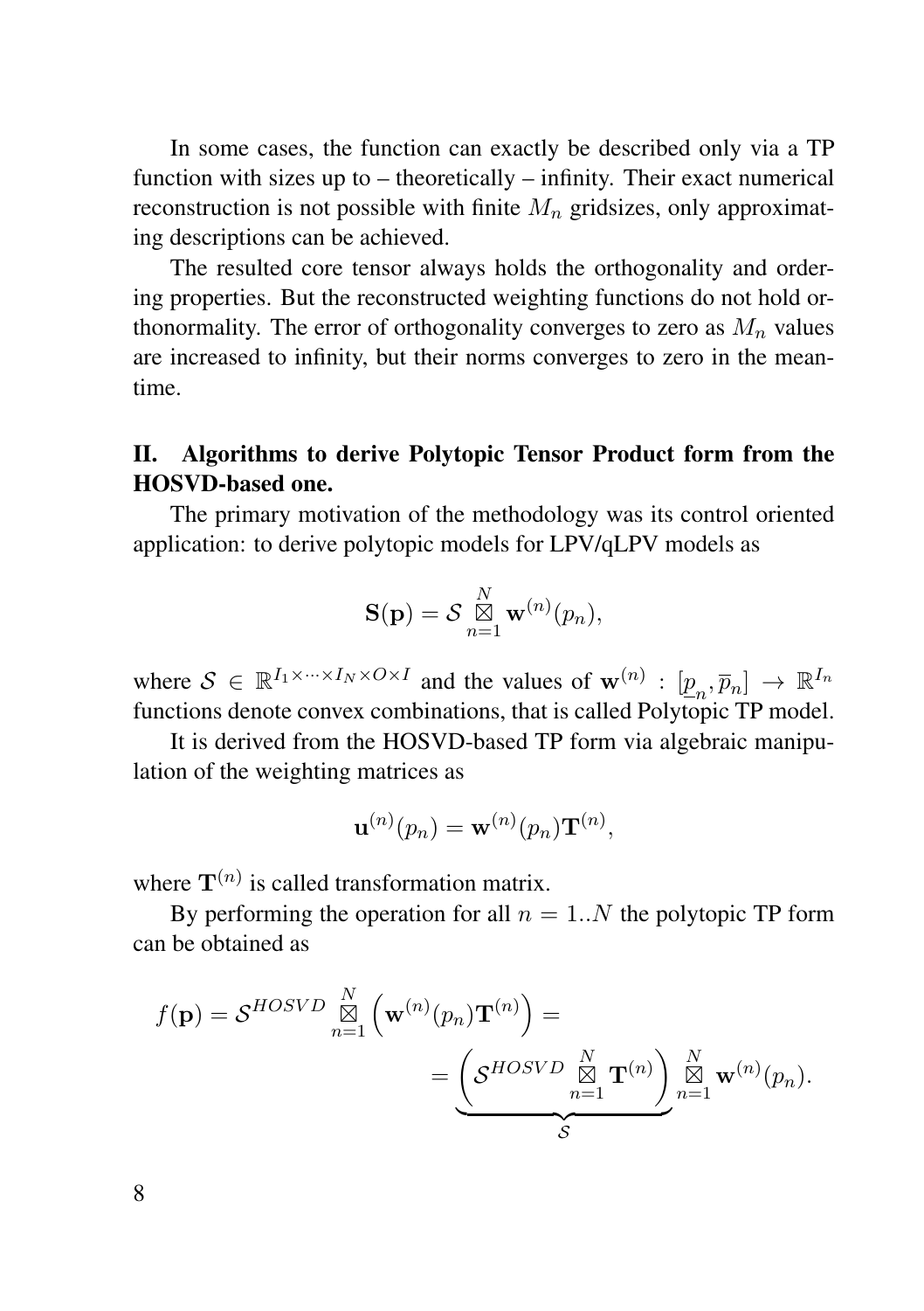In some cases, the function can exactly be described only via a TP function with sizes up to – theoretically – infinity. Their exact numerical reconstruction is not possible with finite $M_n$ gridsizes, only approximating descriptions can be achieved.

The resulted core tensor always holds the orthogonality and ordering properties. But the reconstructed weighting functions do not hold orthonormality. The error of orthogonality converges to zero as $M_n$ values are increased to infinity, but their norms converges to zero in the meantime.

## II. Algorithms to derive Polytopic Tensor Product form from the HOSVD-based one.

The primary motivation of the methodology was its control oriented application: to derive polytopic models for LPV/qLPV models as

$$\mathbf{S}(\mathbf{p}) = \mathcal{S} \mathop{\boxtimes}_{n=1}^{N} \mathbf{w}^{(n)}(p_n),$$

where $\mathcal{S} \in \mathbb{R}^{I_1 \times \cdots \times I_N \times O \times I}$ and the values of $\mathbf{w}^{(n)} : [\underline{p}_n, \overline{p}_n] \rightarrow \mathbb{R}^{I_n}$ functions denote convex combinations, that is called Polytopic TP model.

It is derived from the HOSVD-based TP form via algebraic manipulation of the weighting matrices as

$$\mathbf{u}^{(n)}(p_n) = \mathbf{w}^{(n)}(p_n)\mathbf{T}^{(n)},$$

where $\mathbf{T}^{(n)}$ is called transformation matrix.

By performing the operation for all $n = 1..N$ the polytopic TP form can be obtained as

$$f(\mathbf{p}) = \mathcal{S}^{HOSVD} \mathop{\boxtimes}_{n=1}^{N} \left( \mathbf{w}^{(n)}(p_n)\mathbf{T}^{(n)} \right) = \\ = \underbrace{\left( \mathcal{S}^{HOSVD} \mathop{\boxtimes}_{n=1}^{N} \mathbf{T}^{(n)} \right)}_{\mathcal{S}} \mathop{\boxtimes}_{n=1}^{N} \mathbf{w}^{(n)}(p_n).$$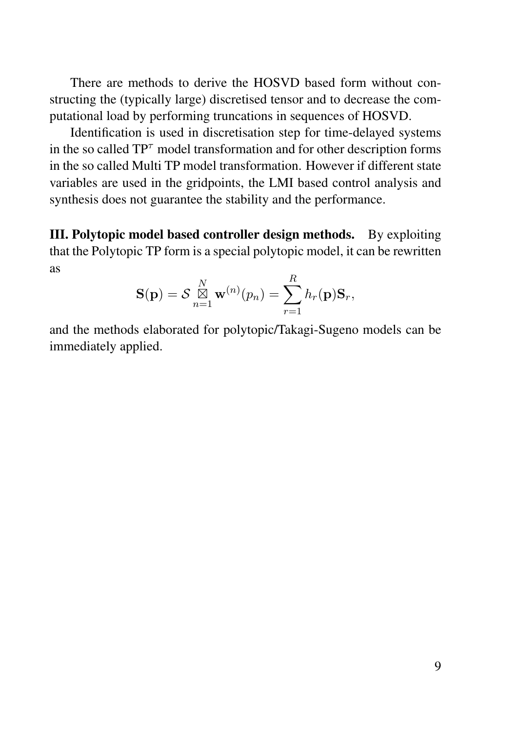There are methods to derive the HOSVD based form without constructing the (typically large) discretised tensor and to decrease the computational load by performing truncations in sequences of HOSVD.

Identification is used in discretisation step for time-delayed systems in the so called TP$^{\tau}$ model transformation and for other description forms in the so called Multi TP model transformation. However if different state variables are used in the gridpoints, the LMI based control analysis and synthesis does not guarantee the stability and the performance.

**III. Polytopic model based controller design methods.** By exploiting that the Polytopic TP form is a special polytopic model, it can be rewritten as

$$\mathbf{S}(\mathbf{p}) = \mathcal{S} \underset{n=1}{\overset{N}{\boxtimes}} \mathbf{w}^{(n)}(p_n) = \sum_{r=1}^{R} h_r(\mathbf{p}) \mathbf{S}_r,$$

and the methods elaborated for polytopic/Takagi-Sugeno models can be immediately applied.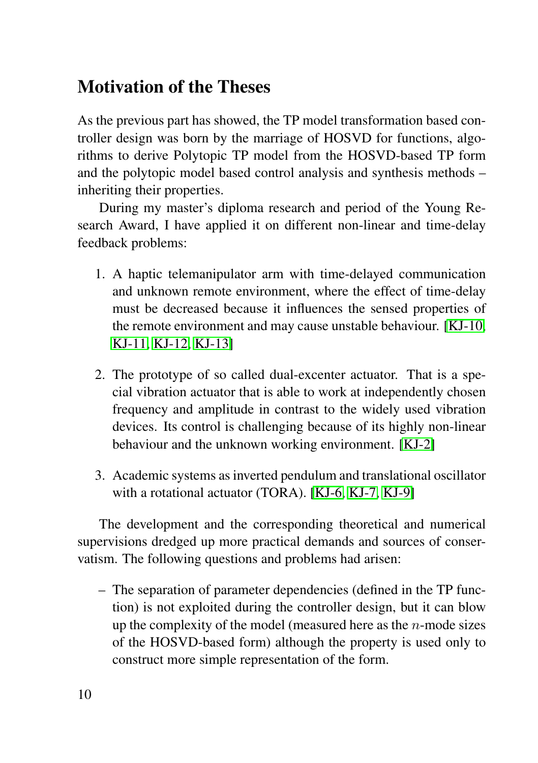## Motivation of the Theses

As the previous part has showed, the TP model transformation based controller design was born by the marriage of HOSVD for functions, algorithms to derive Polytopic TP model from the HOSVD-based TP form and the polytopic model based control analysis and synthesis methods – inheriting their properties.

During my master's diploma research and period of the Young Research Award, I have applied it on different non-linear and time-delay feedback problems:

1. A haptic telemanipulator arm with time-delayed communication and unknown remote environment, where the effect of time-delay must be decreased because it influences the sensed properties of the remote environment and may cause unstable behaviour. [KJ-10, KJ-11, KJ-12, KJ-13]

2. The prototype of so called dual-excenter actuator. That is a special vibration actuator that is able to work at independently chosen frequency and amplitude in contrast to the widely used vibration devices. Its control is challenging because of its highly non-linear behaviour and the unknown working environment. [KJ-2]

3. Academic systems as inverted pendulum and translational oscillator with a rotational actuator (TORA). [KJ-6, KJ-7, KJ-9]

The development and the corresponding theoretical and numerical supervisions dredged up more practical demands and sources of conservatism. The following questions and problems had arisen:

– The separation of parameter dependencies (defined in the TP function) is not exploited during the controller design, but it can blow up the complexity of the model (measured here as the $n$-mode sizes of the HOSVD-based form) although the property is used only to construct more simple representation of the form.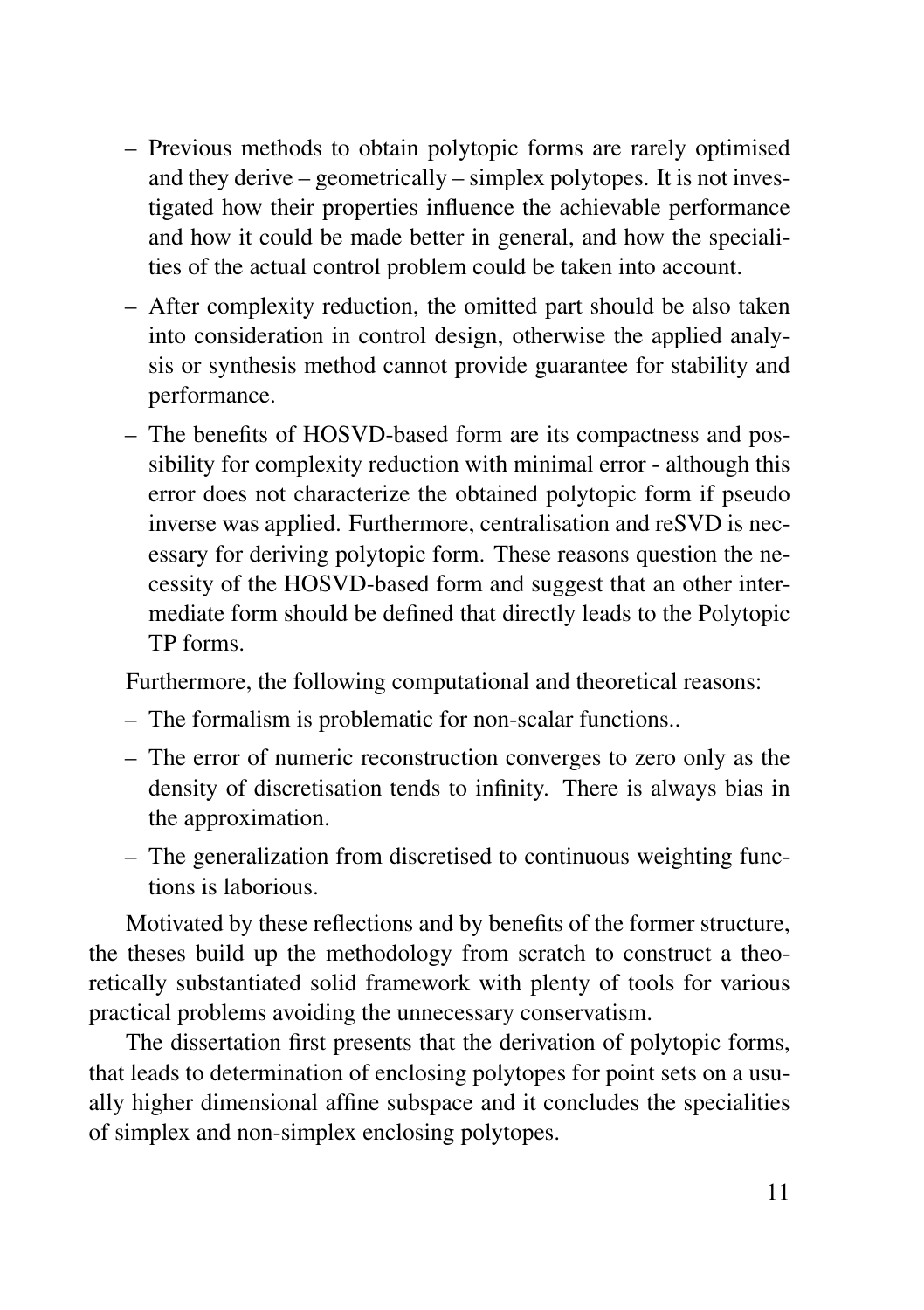– Previous methods to obtain polytopic forms are rarely optimised and they derive – geometrically – simplex polytopes. It is not investigated how their properties influence the achievable performance and how it could be made better in general, and how the specialities of the actual control problem could be taken into account.

– After complexity reduction, the omitted part should be also taken into consideration in control design, otherwise the applied analysis or synthesis method cannot provide guarantee for stability and performance.

– The benefits of HOSVD-based form are its compactness and possibility for complexity reduction with minimal error - although this error does not characterize the obtained polytopic form if pseudo inverse was applied. Furthermore, centralisation and reSVD is necessary for deriving polytopic form. These reasons question the necessity of the HOSVD-based form and suggest that an other intermediate form should be defined that directly leads to the Polytopic TP forms.

Furthermore, the following computational and theoretical reasons:

– The formalism is problematic for non-scalar functions..

– The error of numeric reconstruction converges to zero only as the density of discretisation tends to infinity. There is always bias in the approximation.

– The generalization from discretised to continuous weighting functions is laborious.

Motivated by these reflections and by benefits of the former structure, the theses build up the methodology from scratch to construct a theoretically substantiated solid framework with plenty of tools for various practical problems avoiding the unnecessary conservatism.

The dissertation first presents that the derivation of polytopic forms, that leads to determination of enclosing polytopes for point sets on a usually higher dimensional affine subspace and it concludes the specialities of simplex and non-simplex enclosing polytopes.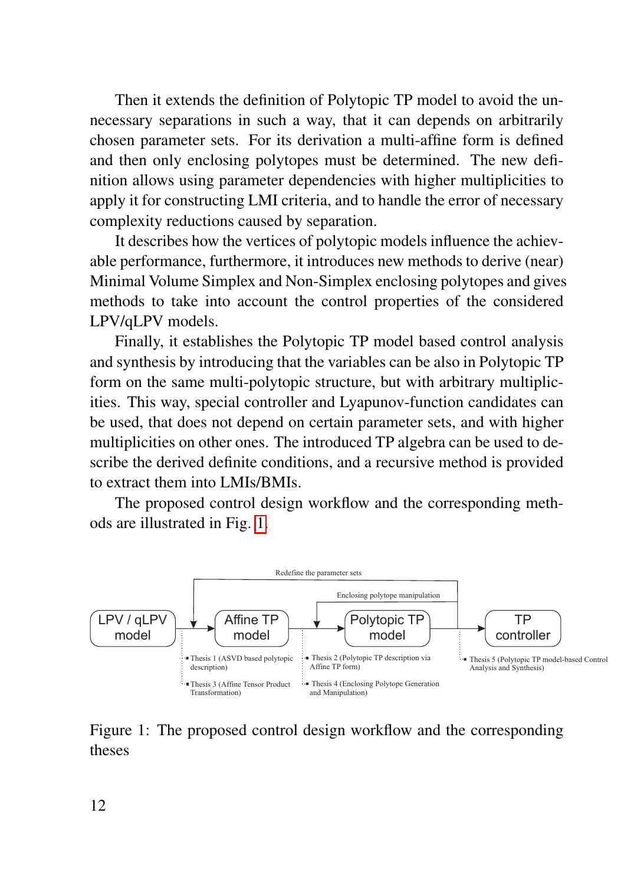Then it extends the definition of Polytopic TP model to avoid the unnecessary separations in such a way, that it can depends on arbitrarily chosen parameter sets. For its derivation a multi-affine form is defined and then only enclosing polytopes must be determined. The new definition allows using parameter dependencies with higher multiplicities to apply it for constructing LMI criteria, and to handle the error of necessary complexity reductions caused by separation.

It describes how the vertices of polytopic models influence the achievable performance, furthermore, it introduces new methods to derive (near) Minimal Volume Simplex and Non-Simplex enclosing polytopes and gives methods to take into account the control properties of the considered LPV/qLPV models.

Finally, it establishes the Polytopic TP model based control analysis and synthesis by introducing that the variables can be also in Polytopic TP form on the same multi-polytopic structure, but with arbitrary multiplicities. This way, special controller and Lyapunov-function candidates can be used, that does not depend on certain parameter sets, and with higher multiplicities on other ones. The introduced TP algebra can be used to describe the derived definite conditions, and a recursive method is provided to extract them into LMIs/BMIs.

The proposed control design workflow and the corresponding methods are illustrated in Fig. 1.

Redefine the parameter sets

Enclosing polytope manipulation

LPV / qLPV model → Affine TP model → Polytopic TP model → TP controller

- Thesis 1 (ASVD based polytopic description)
- Thesis 3 (Affine Tensor Product Transformation)
- Thesis 2 (Polytopic TP description via Affine TP form)
- Thesis 4 (Enclosing Polytope Generation and Manipulation)
- Thesis 5 (Polytopic TP model-based Control Analysis and Synthesis)

Figure 1: The proposed control design workflow and the corresponding theses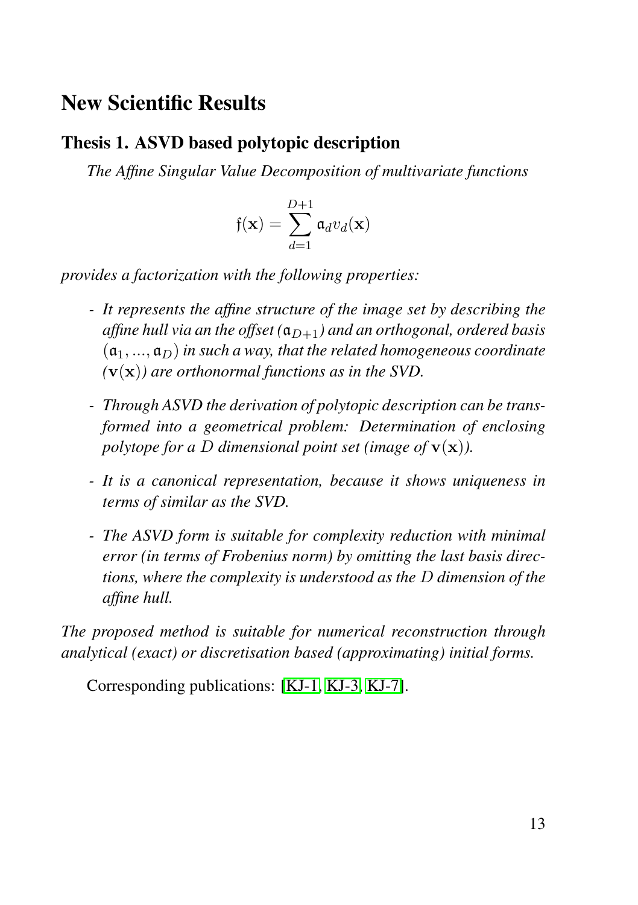# New Scientific Results

## Thesis 1. ASVD based polytopic description

*The Affine Singular Value Decomposition of multivariate functions*

$$\mathfrak{f}(\mathbf{x}) = \sum_{d=1}^{D+1} \mathfrak{a}_d v_d(\mathbf{x})$$

*provides a factorization with the following properties:*

- *It represents the affine structure of the image set by describing the affine hull via an the offset ($\mathfrak{a}_{D+1}$) and an orthogonal, ordered basis $(\mathfrak{a}_1, ..., \mathfrak{a}_D)$ in such a way, that the related homogeneous coordinate ($\mathbf{v}(\mathbf{x})$) are orthonormal functions as in the SVD.*
- *Through ASVD the derivation of polytopic description can be transformed into a geometrical problem: Determination of enclosing polytope for a $D$ dimensional point set (image of $\mathbf{v}(\mathbf{x})$).*
- *It is a canonical representation, because it shows uniqueness in terms of similar as the SVD.*
- *The ASVD form is suitable for complexity reduction with minimal error (in terms of Frobenius norm) by omitting the last basis directions, where the complexity is understood as the $D$ dimension of the affine hull.*

*The proposed method is suitable for numerical reconstruction through analytical (exact) or discretisation based (approximating) initial forms.*

Corresponding publications: [KJ-1, KJ-3, KJ-7].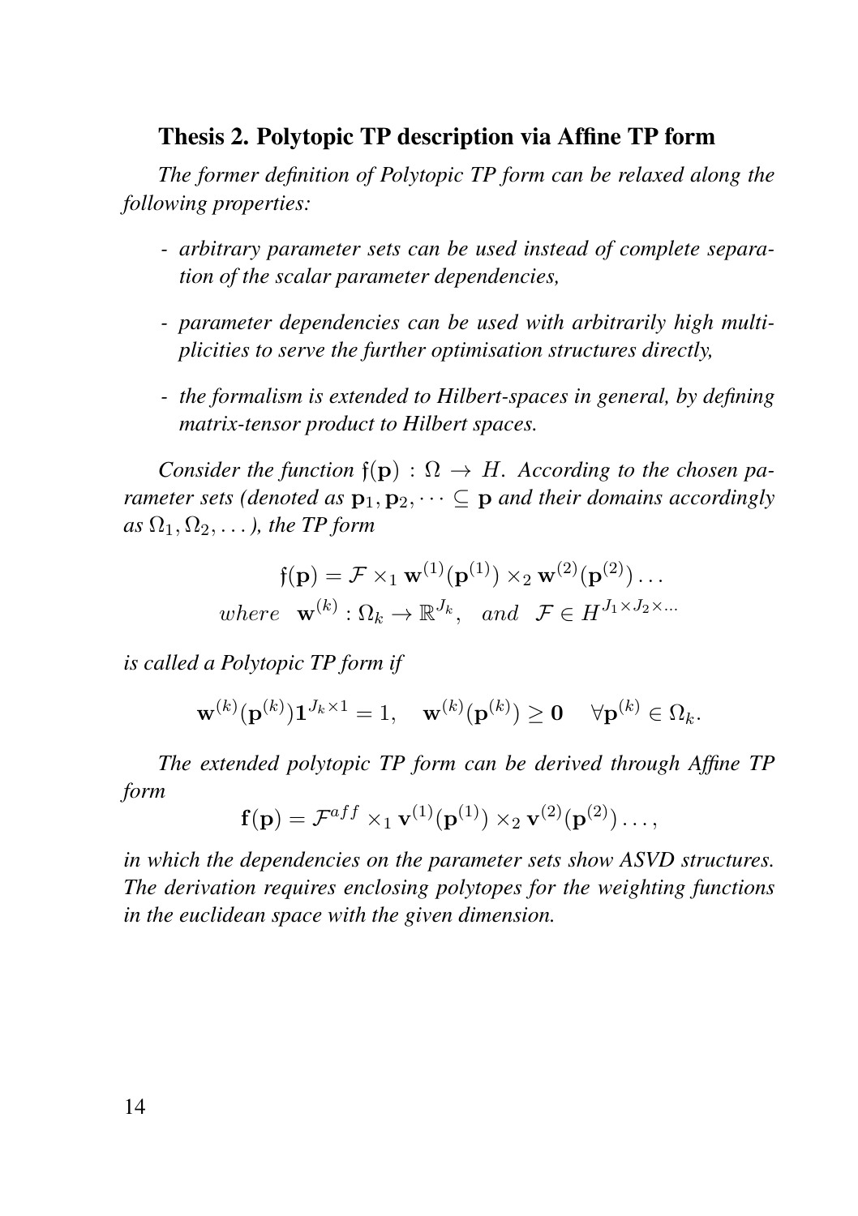### Thesis 2. Polytopic TP description via Affine TP form

*The former definition of Polytopic TP form can be relaxed along the following properties:*

- *arbitrary parameter sets can be used instead of complete separation of the scalar parameter dependencies,*
- *parameter dependencies can be used with arbitrarily high multiplicities to serve the further optimisation structures directly,*
- *the formalism is extended to Hilbert-spaces in general, by defining matrix-tensor product to Hilbert spaces.*

*Consider the function $\mathfrak{f}(\mathbf{p}) : \Omega \to H$. According to the chosen parameter sets (denoted as $\mathbf{p}_1, \mathbf{p}_2, \dots \subseteq \mathbf{p}$ and their domains accordingly as $\Omega_1, \Omega_2, \dots$), the TP form*

$$\mathfrak{f}(\mathbf{p}) = \mathcal{F} \times_1 \mathbf{w}^{(1)}(\mathbf{p}^{(1)}) \times_2 \mathbf{w}^{(2)}(\mathbf{p}^{(2)}) \dots$$

$$where \quad \mathbf{w}^{(k)} : \Omega_k \to \mathbb{R}^{J_k}, \quad and \quad \mathcal{F} \in H^{J_1 \times J_2 \times \dots}$$

*is called a Polytopic TP form if*

$$\mathbf{w}^{(k)}(\mathbf{p}^{(k)}) \mathbf{1}^{J_k \times 1} = 1, \quad \mathbf{w}^{(k)}(\mathbf{p}^{(k)}) \geq \mathbf{0} \quad \forall \mathbf{p}^{(k)} \in \Omega_k.$$

*The extended polytopic TP form can be derived through Affine TP form*

$$\mathbf{f}(\mathbf{p}) = \mathcal{F}^{aff} \times_1 \mathbf{v}^{(1)}(\mathbf{p}^{(1)}) \times_2 \mathbf{v}^{(2)}(\mathbf{p}^{(2)}) \dots,$$

*in which the dependencies on the parameter sets show ASVD structures. The derivation requires enclosing polytopes for the weighting functions in the euclidean space with the given dimension.*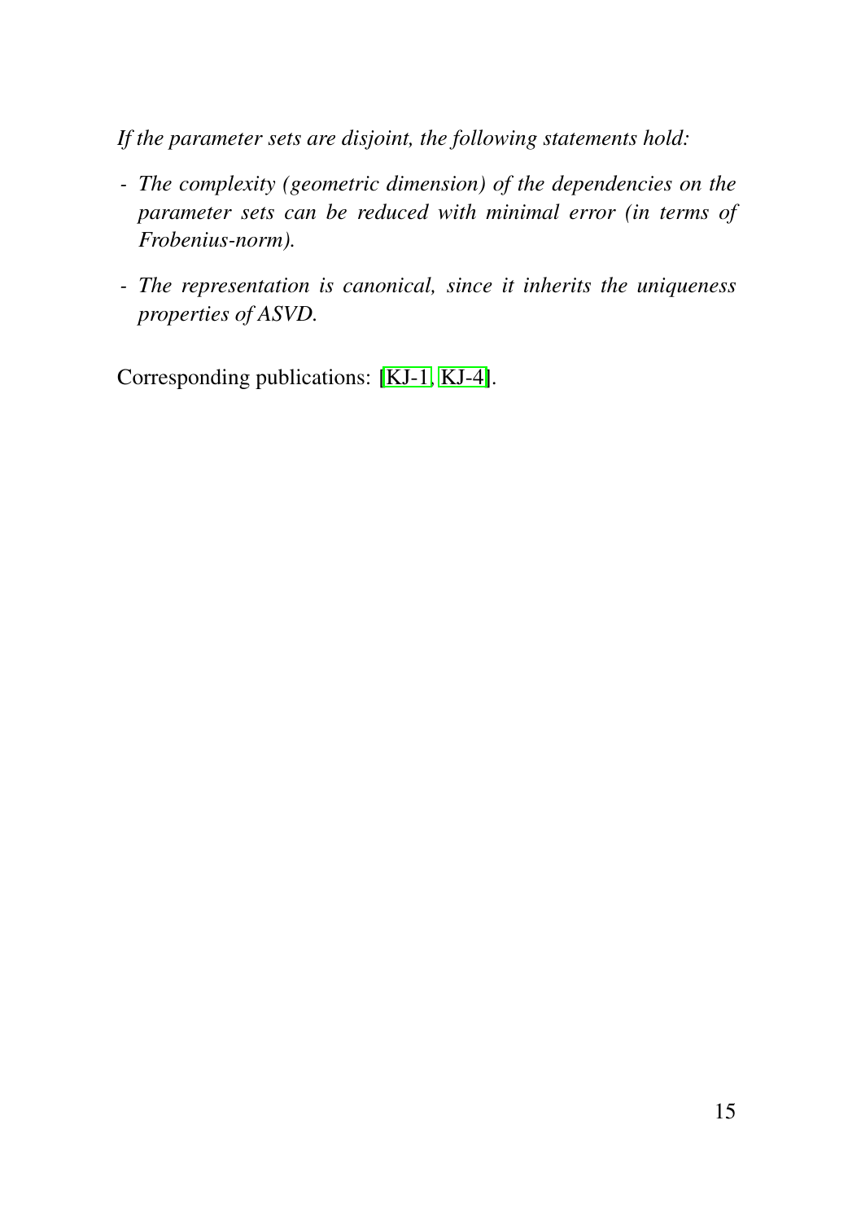*If the parameter sets are disjoint, the following statements hold:*

- *The complexity (geometric dimension) of the dependencies on the parameter sets can be reduced with minimal error (in terms of Frobenius-norm).*
- *The representation is canonical, since it inherits the uniqueness properties of ASVD.*

Corresponding publications: [KJ-1, KJ-4].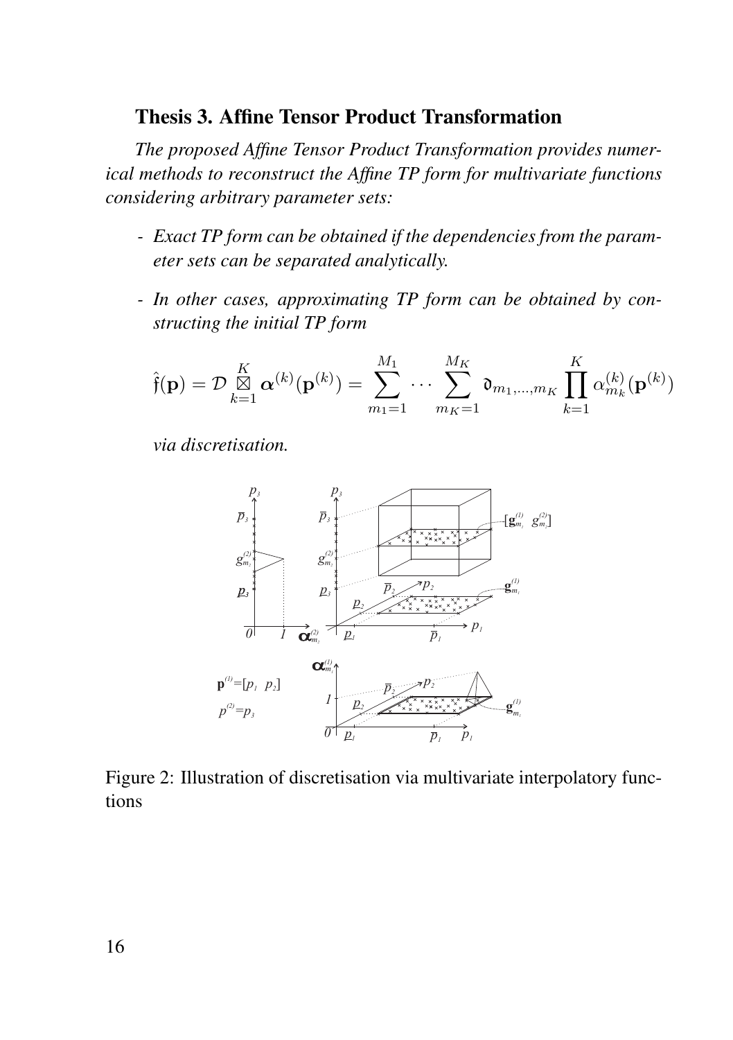### Thesis 3. Affine Tensor Product Transformation

*The proposed Affine Tensor Product Transformation provides numerical methods to reconstruct the Affine TP form for multivariate functions considering arbitrary parameter sets:*

- *Exact TP form can be obtained if the dependencies from the parameter sets can be separated analytically.*
- *In other cases, approximating TP form can be obtained by constructing the initial TP form*

$$\hat{\mathfrak{f}}(\mathbf{p}) = \mathcal{D} \mathop{\boxtimes}_{k=1}^{K} \boldsymbol{\alpha}^{(k)}(\mathbf{p}^{(k)}) = \sum_{m_1=1}^{M_1} \cdots \sum_{m_K=1}^{M_K} \mathfrak{d}_{m_1,\ldots,m_K} \prod_{k=1}^{K} \alpha_{m_k}^{(k)}(\mathbf{p}^{(k)})$$

*via discretisation.*

Figure 2: Illustration of discretisation via multivariate interpolatory functions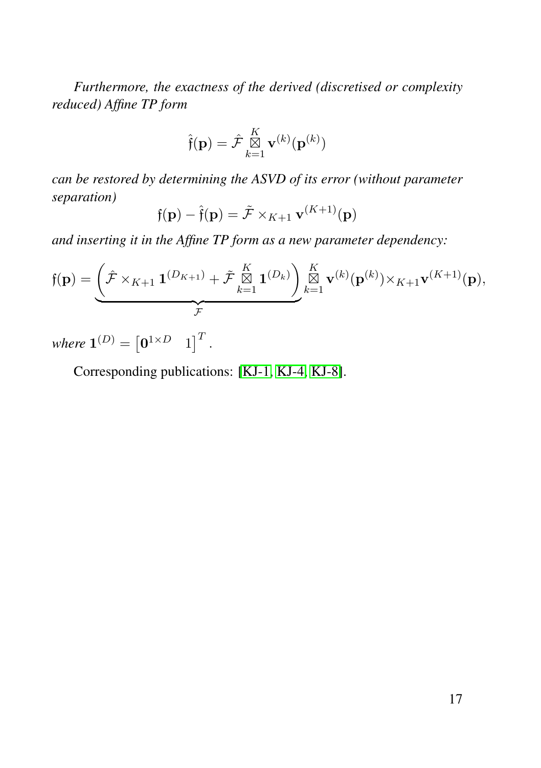*Furthermore, the exactness of the derived (discretised or complexity reduced) Affine TP form*

$$\hat{\mathfrak{f}}(\mathbf{p}) = \hat{\mathcal{F}} \mathop{\boxtimes}_{k=1}^{K} \mathbf{v}^{(k)}(\mathbf{p}^{(k)})$$

*can be restored by determining the ASVD of its error (without parameter separation)*

$$\mathfrak{f}(\mathbf{p}) - \hat{\mathfrak{f}}(\mathbf{p}) = \tilde{\mathcal{F}} \times_{K+1} \mathbf{v}^{(K+1)}(\mathbf{p})$$

*and inserting it in the Affine TP form as a new parameter dependency:*

$$\mathfrak{f}(\mathbf{p}) = \underbrace{\left( \hat{\mathcal{F}} \times_{K+1} \mathbf{1}^{(D_{K+1})} + \tilde{\mathcal{F}} \mathop{\boxtimes}_{k=1}^{K} \mathbf{1}^{(D_k)} \right)}_{\mathcal{F}} \mathop{\boxtimes}_{k=1}^{K} \mathbf{v}^{(k)}(\mathbf{p}^{(k)}) \times_{K+1} \mathbf{v}^{(K+1)}(\mathbf{p}),$$

*where* $\mathbf{1}^{(D)} = \begin{bmatrix} \mathbf{0}^{1 \times D} & 1 \end{bmatrix}^T$.

Corresponding publications: [KJ-1, KJ-4, KJ-8].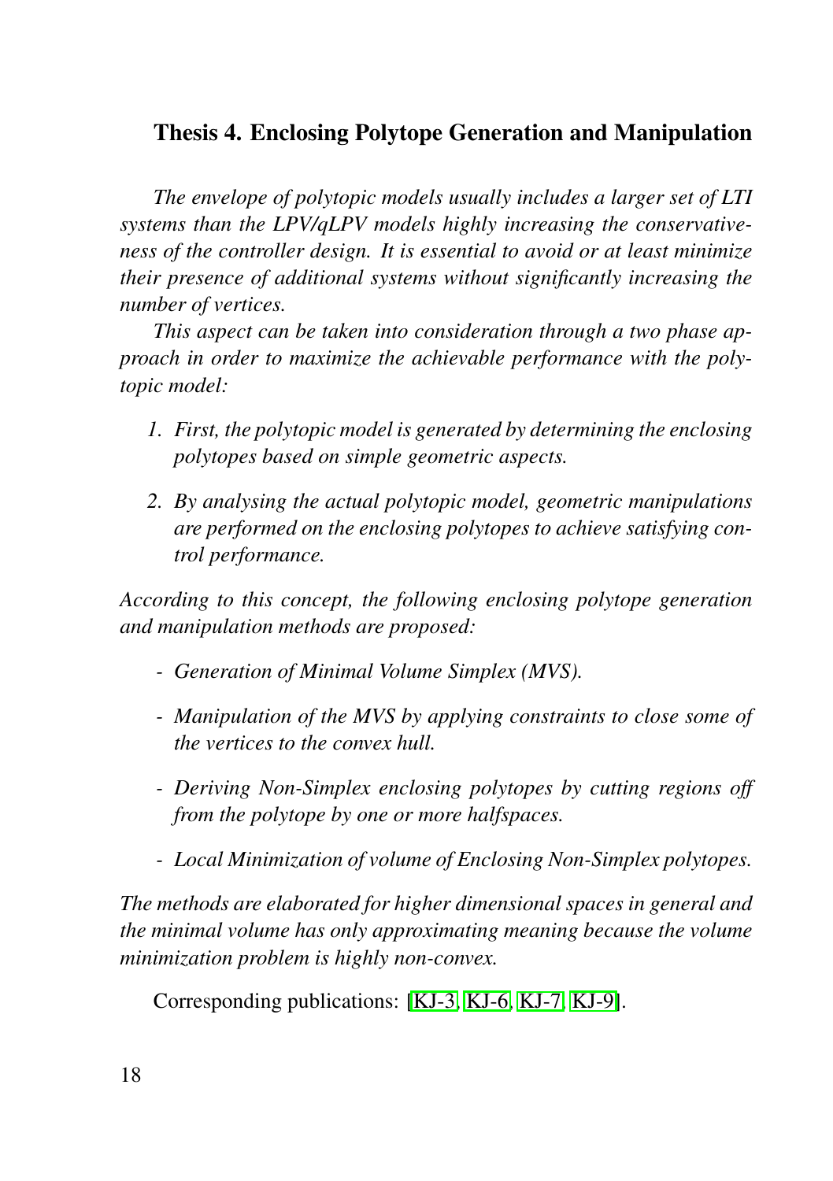## Thesis 4. Enclosing Polytope Generation and Manipulation

*The envelope of polytopic models usually includes a larger set of LTI systems than the LPV/qLPV models highly increasing the conservativeness of the controller design. It is essential to avoid or at least minimize their presence of additional systems without significantly increasing the number of vertices.*

*This aspect can be taken into consideration through a two phase approach in order to maximize the achievable performance with the polytopic model:*

1. *First, the polytopic model is generated by determining the enclosing polytopes based on simple geometric aspects.*
2. *By analysing the actual polytopic model, geometric manipulations are performed on the enclosing polytopes to achieve satisfying control performance.*

*According to this concept, the following enclosing polytope generation and manipulation methods are proposed:*

- *Generation of Minimal Volume Simplex (MVS).*
- *Manipulation of the MVS by applying constraints to close some of the vertices to the convex hull.*
- *Deriving Non-Simplex enclosing polytopes by cutting regions off from the polytope by one or more halfspaces.*
- *Local Minimization of volume of Enclosing Non-Simplex polytopes.*

*The methods are elaborated for higher dimensional spaces in general and the minimal volume has only approximating meaning because the volume minimization problem is highly non-convex.*

Corresponding publications: [KJ-3, KJ-6, KJ-7, KJ-9].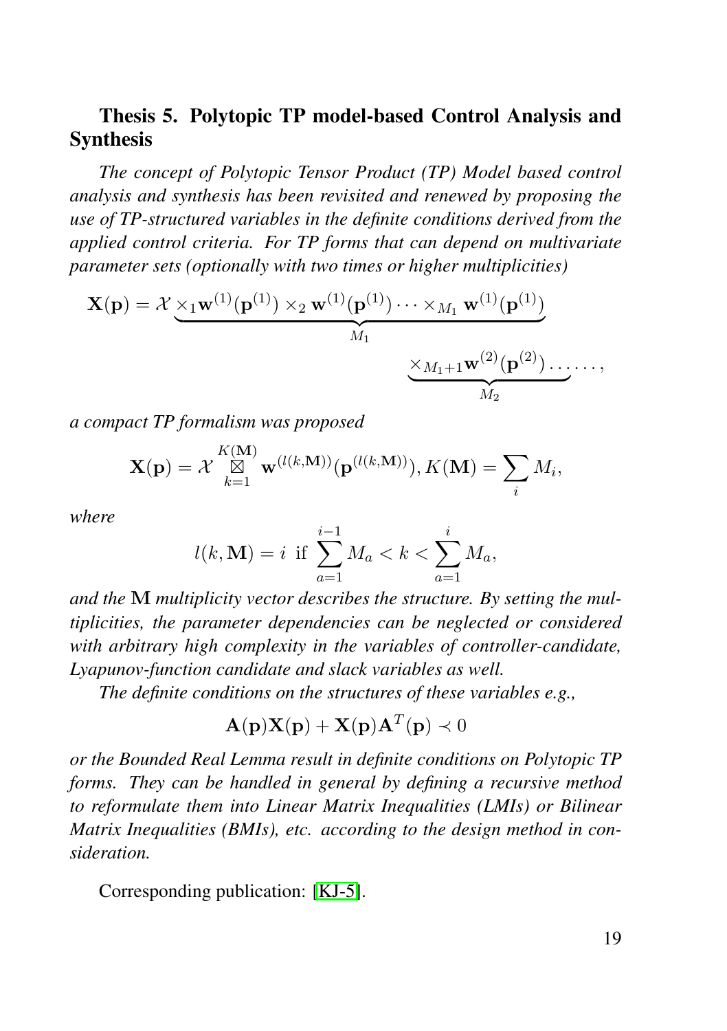### Thesis 5. Polytopic TP model-based Control Analysis and Synthesis

*The concept of Polytopic Tensor Product (TP) Model based control analysis and synthesis has been revisited and renewed by proposing the use of TP-structured variables in the definite conditions derived from the applied control criteria. For TP forms that can depend on multivariate parameter sets (optionally with two times or higher multiplicities)*

$$\mathbf{X}(\mathbf{p}) = \mathcal{X} \underbrace{\times_1 \mathbf{w}^{(1)}(\mathbf{p}^{(1)}) \times_2 \mathbf{w}^{(1)}(\mathbf{p}^{(1)}) \cdots \times_{M_1} \mathbf{w}^{(1)}(\mathbf{p}^{(1)})}_{M_1} \underbrace{\times_{M_1+1} \mathbf{w}^{(2)}(\mathbf{p}^{(2)}) \ldots}_{M_2} \ldots,$$

*a compact TP formalism was proposed*

$$\mathbf{X}(\mathbf{p}) = \mathcal{X} \mathop{\boxtimes}_{k=1}^{K(\mathbf{M})} \mathbf{w}^{(l(k,\mathbf{M}))}(\mathbf{p}^{(l(k,\mathbf{M}))}), K(\mathbf{M}) = \sum_i M_i,$$

*where*

$$l(k, \mathbf{M}) = i \text{ if } \sum_{a=1}^{i-1} M_a < k < \sum_{a=1}^{i} M_a,$$

*and the* $\mathbf{M}$ *multiplicity vector describes the structure. By setting the multiplicities, the parameter dependencies can be neglected or considered with arbitrary high complexity in the variables of controller-candidate, Lyapunov-function candidate and slack variables as well.*

*The definite conditions on the structures of these variables e.g.,*

$$\mathbf{A}(\mathbf{p})\mathbf{X}(\mathbf{p}) + \mathbf{X}(\mathbf{p})\mathbf{A}^T(\mathbf{p}) \prec 0$$

*or the Bounded Real Lemma result in definite conditions on Polytopic TP forms. They can be handled in general by defining a recursive method to reformulate them into Linear Matrix Inequalities (LMIs) or Bilinear Matrix Inequalities (BMIs), etc. according to the design method in consideration.*

Corresponding publication: [KJ-5].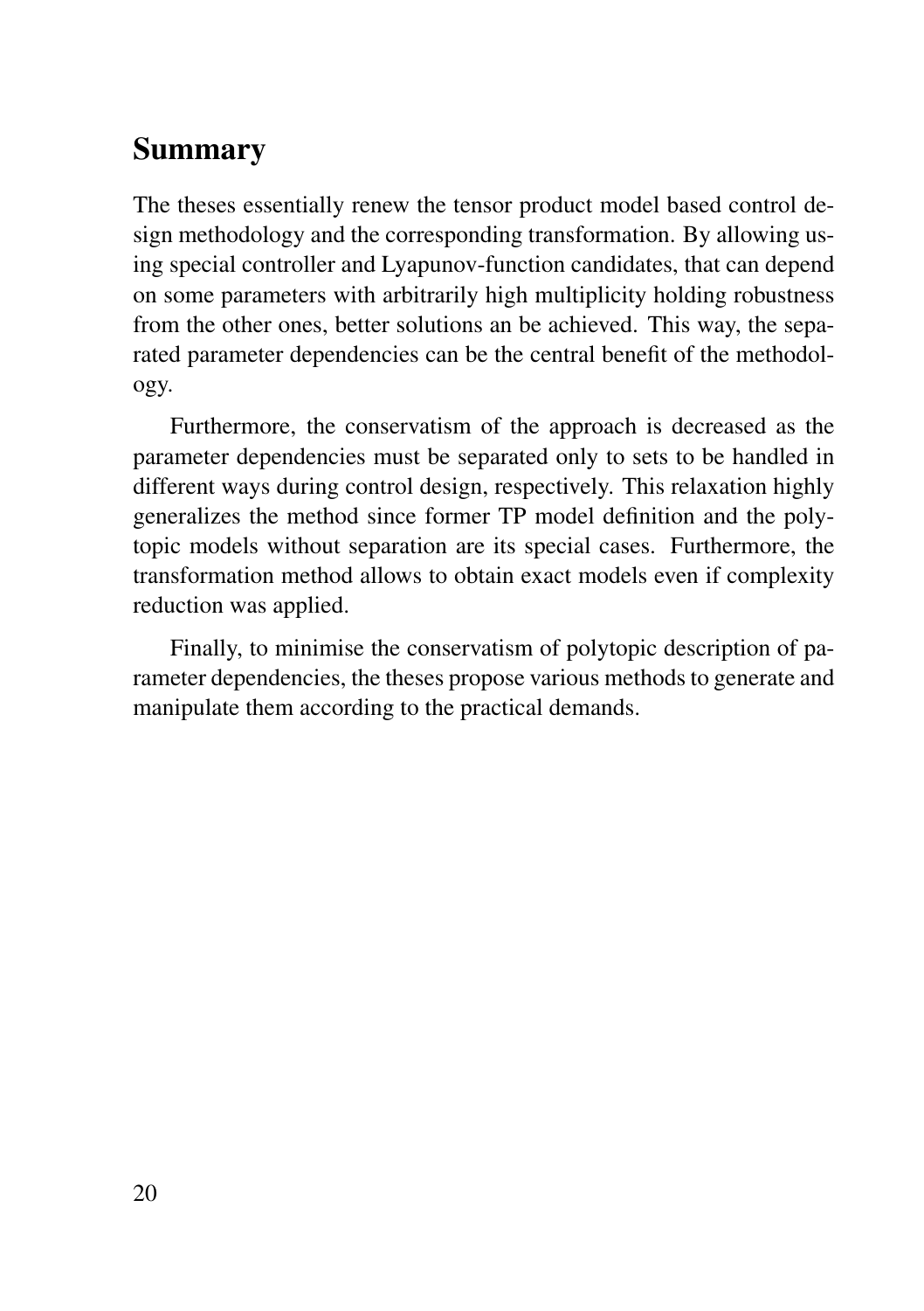## Summary

The theses essentially renew the tensor product model based control design methodology and the corresponding transformation. By allowing using special controller and Lyapunov-function candidates, that can depend on some parameters with arbitrarily high multiplicity holding robustness from the other ones, better solutions an be achieved. This way, the separated parameter dependencies can be the central benefit of the methodology.

Furthermore, the conservatism of the approach is decreased as the parameter dependencies must be separated only to sets to be handled in different ways during control design, respectively. This relaxation highly generalizes the method since former TP model definition and the polytopic models without separation are its special cases. Furthermore, the transformation method allows to obtain exact models even if complexity reduction was applied.

Finally, to minimise the conservatism of polytopic description of parameter dependencies, the theses propose various methods to generate and manipulate them according to the practical demands.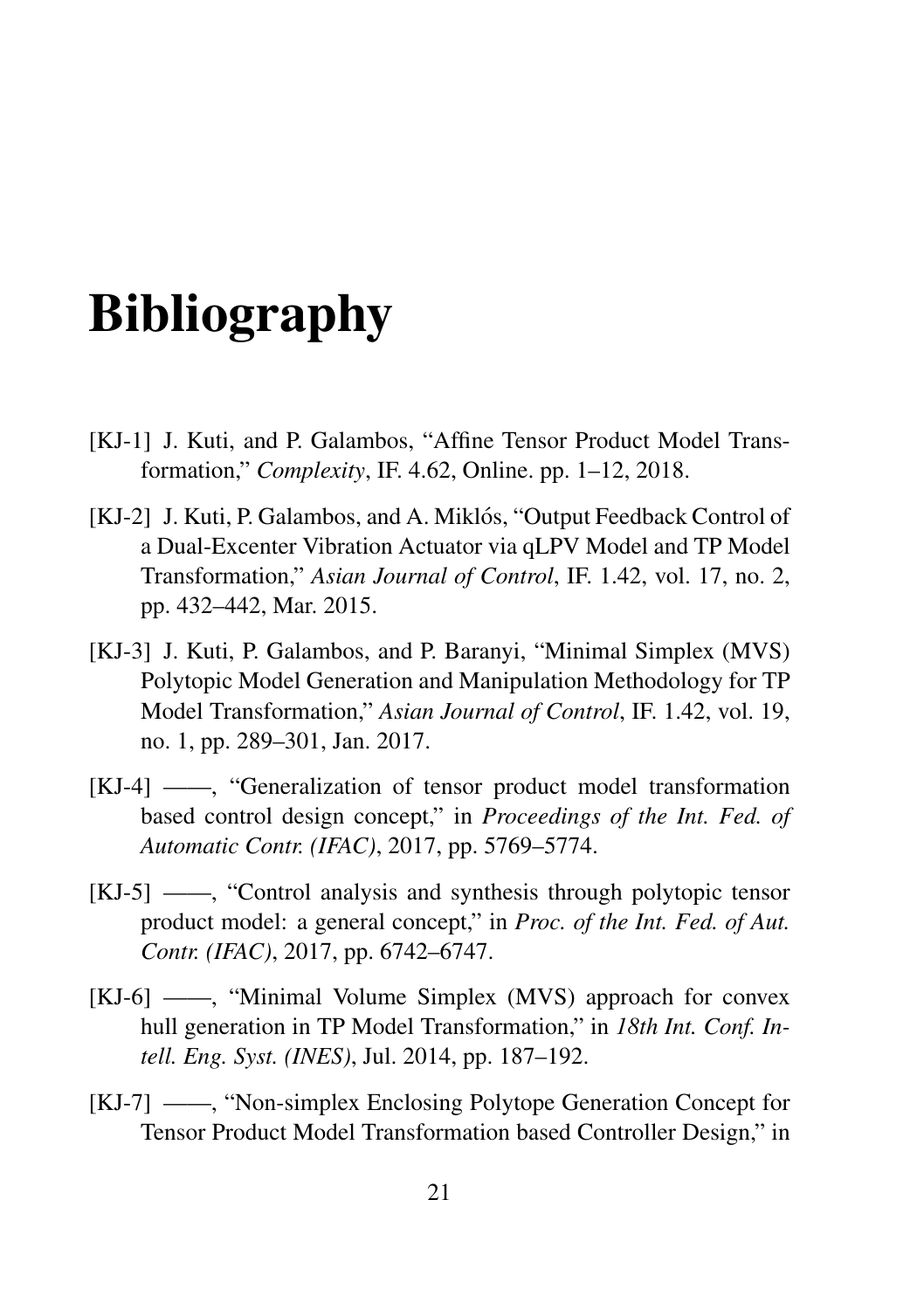# Bibliography

[KJ-1] J. Kuti, and P. Galambos, "Affine Tensor Product Model Transformation," *Complexity*, IF. 4.62, Online. pp. 1–12, 2018.

[KJ-2] J. Kuti, P. Galambos, and A. Miklós, "Output Feedback Control of a Dual-Excenter Vibration Actuator via qLPV Model and TP Model Transformation," *Asian Journal of Control*, IF. 1.42, vol. 17, no. 2, pp. 432–442, Mar. 2015.

[KJ-3] J. Kuti, P. Galambos, and P. Baranyi, "Minimal Simplex (MVS) Polytopic Model Generation and Manipulation Methodology for TP Model Transformation," *Asian Journal of Control*, IF. 1.42, vol. 19, no. 1, pp. 289–301, Jan. 2017.

[KJ-4] ——, "Generalization of tensor product model transformation based control design concept," in *Proceedings of the Int. Fed. of Automatic Contr. (IFAC)*, 2017, pp. 5769–5774.

[KJ-5] ——, "Control analysis and synthesis through polytopic tensor product model: a general concept," in *Proc. of the Int. Fed. of Aut. Contr. (IFAC)*, 2017, pp. 6742–6747.

[KJ-6] ——, "Minimal Volume Simplex (MVS) approach for convex hull generation in TP Model Transformation," in *18th Int. Conf. Intell. Eng. Syst. (INES)*, Jul. 2014, pp. 187–192.

[KJ-7] ——, "Non-simplex Enclosing Polytope Generation Concept for Tensor Product Model Transformation based Controller Design," in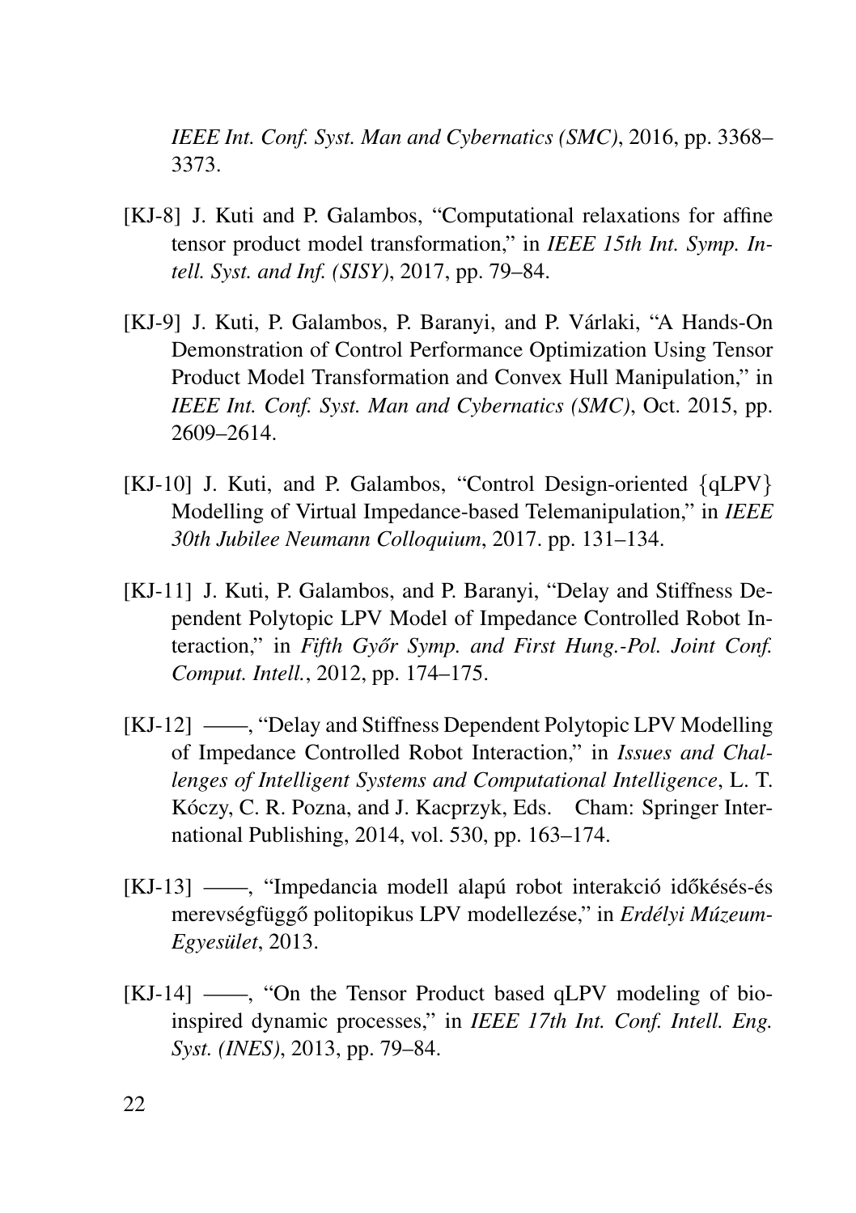*IEEE Int. Conf. Syst. Man and Cybernatics (SMC)*, 2016, pp. 3368–3373.

[KJ-8] J. Kuti and P. Galambos, "Computational relaxations for affine tensor product model transformation," in *IEEE 15th Int. Symp. Intell. Syst. and Inf. (SISY)*, 2017, pp. 79–84.

[KJ-9] J. Kuti, P. Galambos, P. Baranyi, and P. Várlaki, "A Hands-On Demonstration of Control Performance Optimization Using Tensor Product Model Transformation and Convex Hull Manipulation," in *IEEE Int. Conf. Syst. Man and Cybernatics (SMC)*, Oct. 2015, pp. 2609–2614.

[KJ-10] J. Kuti, and P. Galambos, "Control Design-oriented {qLPV} Modelling of Virtual Impedance-based Telemanipulation," in *IEEE 30th Jubilee Neumann Colloquium*, 2017. pp. 131–134.

[KJ-11] J. Kuti, P. Galambos, and P. Baranyi, "Delay and Stiffness Dependent Polytopic LPV Model of Impedance Controlled Robot Interaction," in *Fifth Győr Symp. and First Hung.-Pol. Joint Conf. Comput. Intell.*, 2012, pp. 174–175.

[KJ-12] ——, "Delay and Stiffness Dependent Polytopic LPV Modelling of Impedance Controlled Robot Interaction," in *Issues and Challenges of Intelligent Systems and Computational Intelligence*, L. T. Kóczy, C. R. Pozna, and J. Kacprzyk, Eds. Cham: Springer International Publishing, 2014, vol. 530, pp. 163–174.

[KJ-13] ——, "Impedancia modell alapú robot interakció időkésés-és merevségfüggő politopikus LPV modellezése," in *Erdélyi Múzeum-Egyesület*, 2013.

[KJ-14] ——, "On the Tensor Product based qLPV modeling of bio-inspired dynamic processes," in *IEEE 17th Int. Conf. Intell. Eng. Syst. (INES)*, 2013, pp. 79–84.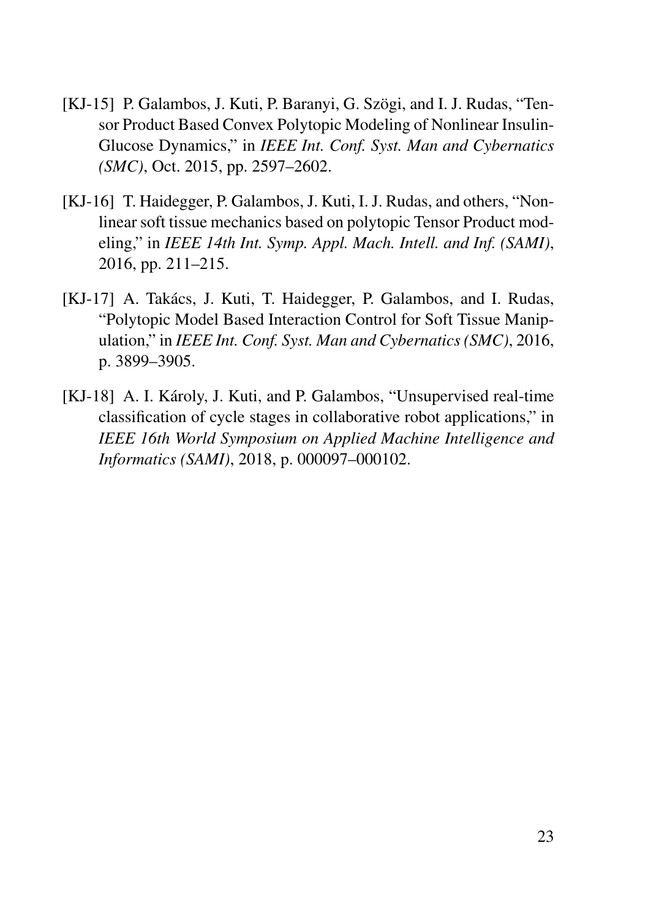[KJ-15] P. Galambos, J. Kuti, P. Baranyi, G. Szögi, and I. J. Rudas, "Tensor Product Based Convex Polytopic Modeling of Nonlinear Insulin-Glucose Dynamics," in *IEEE Int. Conf. Syst. Man and Cybernatics (SMC)*, Oct. 2015, pp. 2597–2602.

[KJ-16] T. Haidegger, P. Galambos, J. Kuti, I. J. Rudas, and others, "Nonlinear soft tissue mechanics based on polytopic Tensor Product modeling," in *IEEE 14th Int. Symp. Appl. Mach. Intell. and Inf. (SAMI)*, 2016, pp. 211–215.

[KJ-17] A. Takács, J. Kuti, T. Haidegger, P. Galambos, and I. Rudas, "Polytopic Model Based Interaction Control for Soft Tissue Manipulation," in *IEEE Int. Conf. Syst. Man and Cybernatics (SMC)*, 2016, p. 3899–3905.

[KJ-18] A. I. Károly, J. Kuti, and P. Galambos, "Unsupervised real-time classification of cycle stages in collaborative robot applications," in *IEEE 16th World Symposium on Applied Machine Intelligence and Informatics (SAMI)*, 2018, p. 000097–000102.